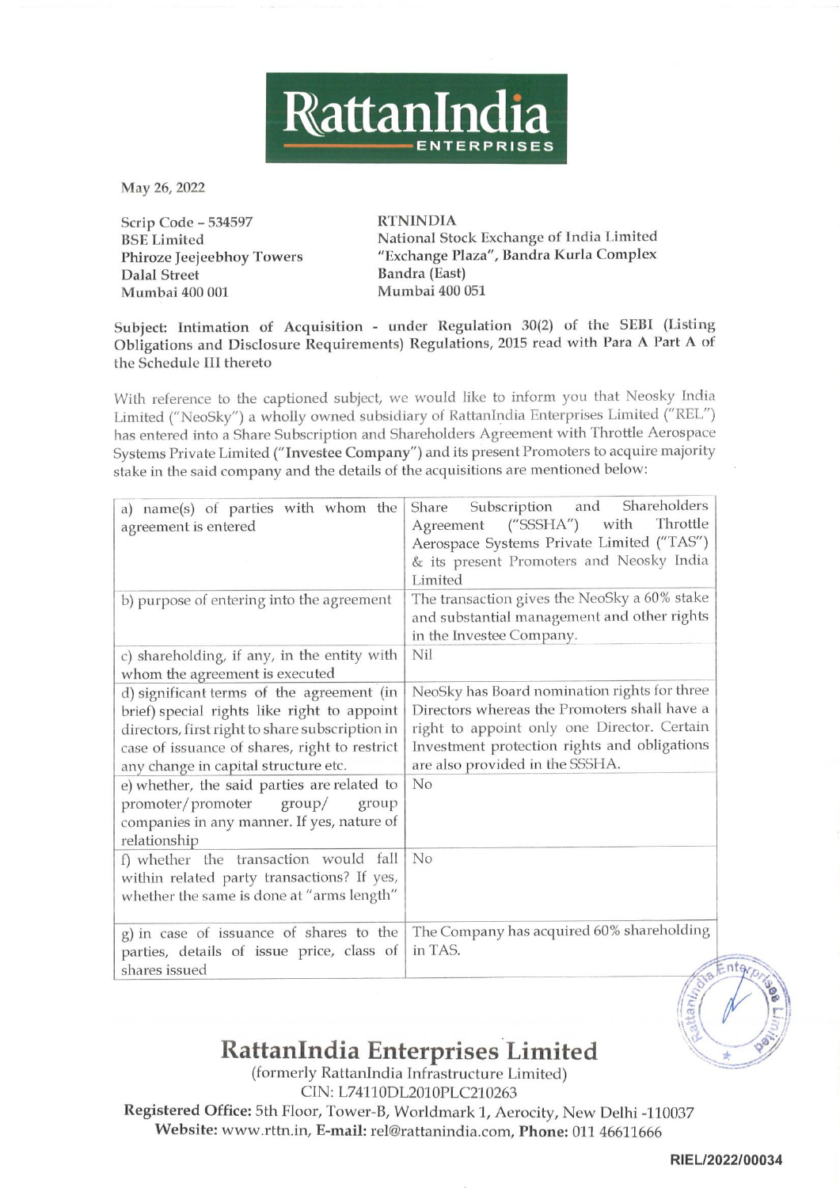# RattanIndia ENTERPRISES

May 26, 2022

Scrip Code – 534597
BSE Limited
Phiroze Jeejeebhoy Towers
Dalal Street
Mumbai 400 001

RTNINDIA
National Stock Exchange of India Limited
"Exchange Plaza", Bandra Kurla Complex
Bandra (East)
Mumbai 400 051

**Subject: Intimation of Acquisition - under Regulation 30(2) of the SEBI (Listing Obligations and Disclosure Requirements) Regulations, 2015 read with Para A Part A of the Schedule III thereto**

With reference to the captioned subject, we would like to inform you that Neosky India Limited ("NeoSky") a wholly owned subsidiary of RattanIndia Enterprises Limited ("REL") has entered into a Share Subscription and Shareholders Agreement with Throttle Aerospace Systems Private Limited (**"Investee Company"**) and its present Promoters to acquire majority stake in the said company and the details of the acquisitions are mentioned below:

| | |
|---|---|
| a) name(s) of parties with whom the agreement is entered | Share Subscription and Shareholders Agreement ("SSSHA") with Throttle Aerospace Systems Private Limited ("TAS") & its present Promoters and Neosky India Limited |
| b) purpose of entering into the agreement | The transaction gives the NeoSky a 60% stake and substantial management and other rights in the Investee Company. |
| c) shareholding, if any, in the entity with whom the agreement is executed | Nil |
| d) significant terms of the agreement (in brief) special rights like right to appoint directors, first right to share subscription in case of issuance of shares, right to restrict any change in capital structure etc. | NeoSky has Board nomination rights for three Directors whereas the Promoters shall have a right to appoint only one Director. Certain Investment protection rights and obligations are also provided in the SSSHA. |
| e) whether, the said parties are related to promoter/promoter group/ group companies in any manner. If yes, nature of relationship | No |
| f) whether the transaction would fall within related party transactions? If yes, whether the same is done at "arms length" | No |
| g) in case of issuance of shares to the parties, details of issue price, class of shares issued | The Company has acquired 60% shareholding in TAS. |

## RattanIndia Enterprises Limited

(formerly RattanIndia Infrastructure Limited)
CIN: L74110DL2010PLC210263
**Registered Office:** 5th Floor, Tower-B, Worldmark 1, Aerocity, New Delhi -110037
**Website:** www.rttn.in, **E-mail:** rel@rattanindia.com, **Phone:** 011 46611666

RIEL/2022/00034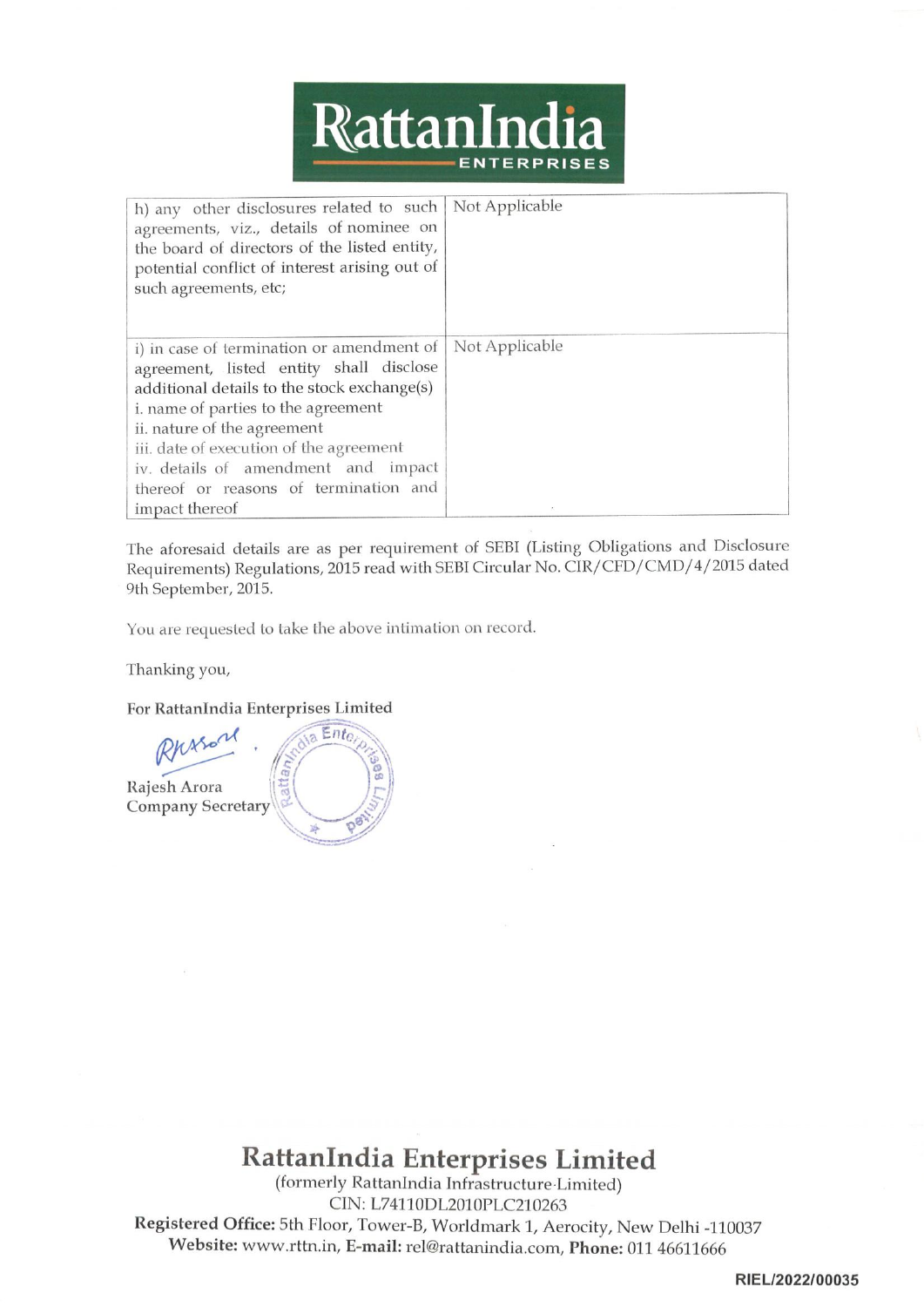| | |
|---|---|
| h) any other disclosures related to such agreements, viz., details of nominee on the board of directors of the listed entity, potential conflict of interest arising out of such agreements, etc; | Not Applicable |
| i) in case of termination or amendment of agreement, listed entity shall disclose additional details to the stock exchange(s)<br>i. name of parties to the agreement<br>ii. nature of the agreement<br>iii. date of execution of the agreement<br>iv. details of amendment and impact thereof or reasons of termination and impact thereof | Not Applicable |

The aforesaid details are as per requirement of SEBI (Listing Obligations and Disclosure Requirements) Regulations, 2015 read with SEBI Circular No. CIR/CFD/CMD/4/2015 dated 9th September, 2015.

You are requested to take the above intimation on record.

Thanking you,

**For RattanIndia Enterprises Limited**

Rajesh Arora
Company Secretary

**RattanIndia Enterprises Limited**
(formerly RattanIndia Infrastructure Limited)
CIN: L74110DL2010PLC210263
**Registered Office:** 5th Floor, Tower-B, Worldmark 1, Aerocity, New Delhi -110037
**Website:** www.rttn.in, **E-mail:** rel@rattanindia.com, **Phone:** 011 46611666

**RIEL/2022/00035**